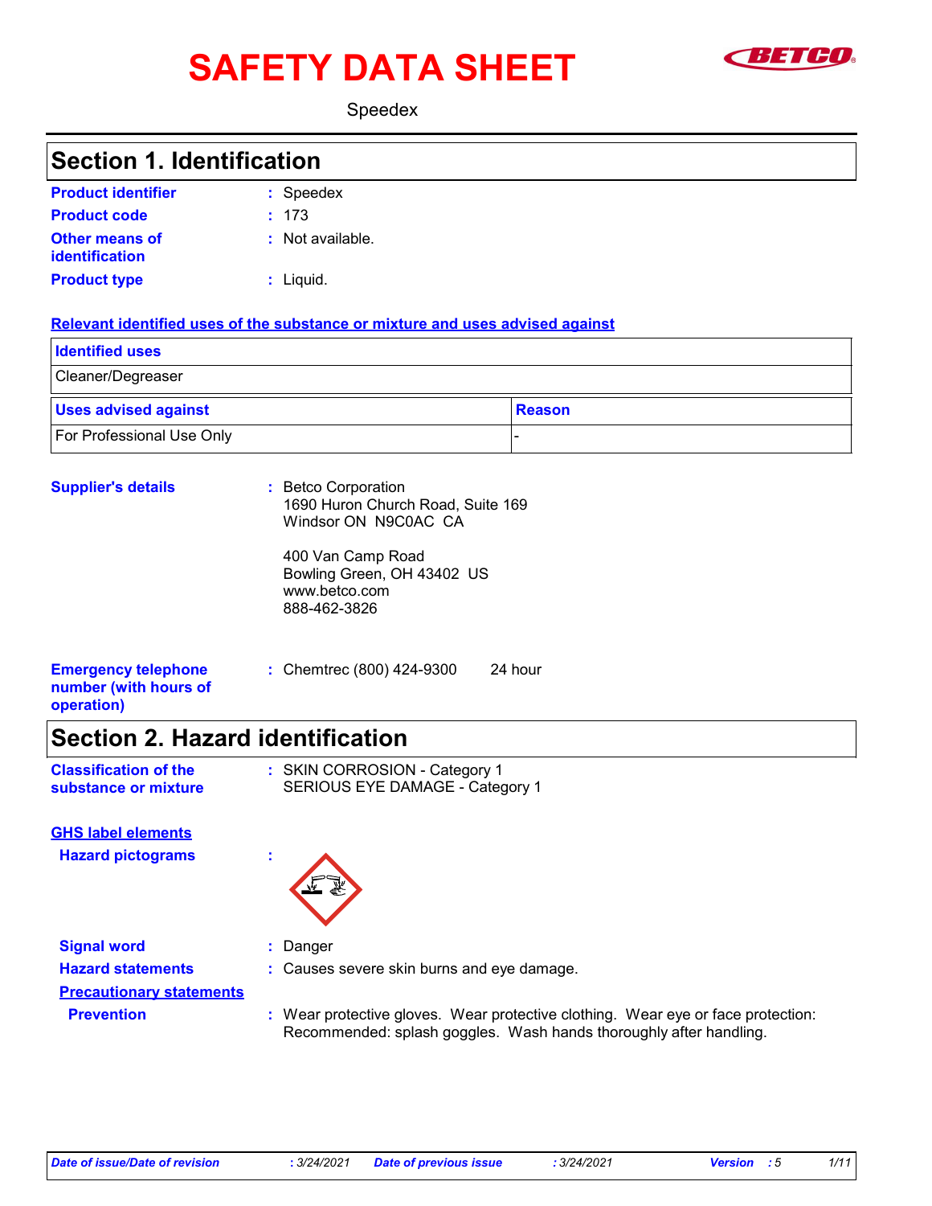# SAFETY DATA SHEET

Speedex

## Section 1. Identification

**Product identifier** : Speedex

**Product code** : 173

**Other means of identification** : Not available.

**Product type** : Liquid.

**Relevant identified uses of the substance or mixture and uses advised against**

| Identified uses |
| --- |
| Cleaner/Degreaser |

| Uses advised against | Reason |
| --- | --- |
| For Professional Use Only | - |

**Supplier's details** : Betco Corporation
1690 Huron Church Road, Suite 169
Windsor ON N9C0AC CA

400 Van Camp Road
Bowling Green, OH 43402 US
www.betco.com
888-462-3826

**Emergency telephone number (with hours of operation)** : Chemtrec (800) 424-9300 24 hour

## Section 2. Hazard identification

**Classification of the substance or mixture** : SKIN CORROSION - Category 1
SERIOUS EYE DAMAGE - Category 1

**GHS label elements**

**Hazard pictograms** :

**Signal word** : Danger

**Hazard statements** : Causes severe skin burns and eye damage.

**Precautionary statements**

**Prevention** : Wear protective gloves. Wear protective clothing. Wear eye or face protection: Recommended: splash goggles. Wash hands thoroughly after handling.

*Date of issue/Date of revision : 3/24/2021 Date of previous issue : 3/24/2021 Version : 5*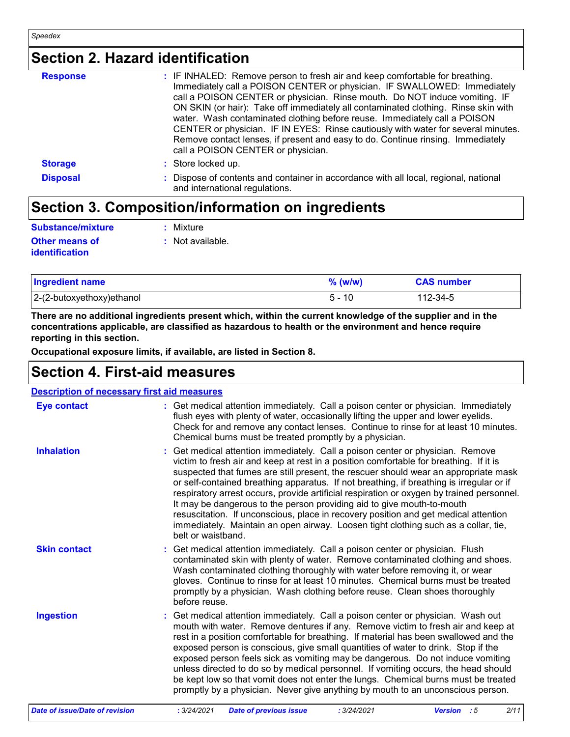## Section 2. Hazard identification

**Response** : IF INHALED: Remove person to fresh air and keep comfortable for breathing. Immediately call a POISON CENTER or physician. IF SWALLOWED: Immediately call a POISON CENTER or physician. Rinse mouth. Do NOT induce vomiting. IF ON SKIN (or hair): Take off immediately all contaminated clothing. Rinse skin with water. Wash contaminated clothing before reuse. Immediately call a POISON CENTER or physician. IF IN EYES: Rinse cautiously with water for several minutes. Remove contact lenses, if present and easy to do. Continue rinsing. Immediately call a POISON CENTER or physician.

**Storage** : Store locked up.

**Disposal** : Dispose of contents and container in accordance with all local, regional, national and international regulations.

## Section 3. Composition/information on ingredients

**Substance/mixture** : Mixture

**Other means of identification** : Not available.

| Ingredient name | % (w/w) | CAS number |
|---|---|---|
| 2-(2-butoxyethoxy)ethanol | 5 - 10 | 112-34-5 |

**There are no additional ingredients present which, within the current knowledge of the supplier and in the concentrations applicable, are classified as hazardous to health or the environment and hence require reporting in this section.**

**Occupational exposure limits, if available, are listed in Section 8.**

## Section 4. First-aid measures

### Description of necessary first aid measures

**Eye contact** : Get medical attention immediately. Call a poison center or physician. Immediately flush eyes with plenty of water, occasionally lifting the upper and lower eyelids. Check for and remove any contact lenses. Continue to rinse for at least 10 minutes. Chemical burns must be treated promptly by a physician.

**Inhalation** : Get medical attention immediately. Call a poison center or physician. Remove victim to fresh air and keep at rest in a position comfortable for breathing. If it is suspected that fumes are still present, the rescuer should wear an appropriate mask or self-contained breathing apparatus. If not breathing, if breathing is irregular or if respiratory arrest occurs, provide artificial respiration or oxygen by trained personnel. It may be dangerous to the person providing aid to give mouth-to-mouth resuscitation. If unconscious, place in recovery position and get medical attention immediately. Maintain an open airway. Loosen tight clothing such as a collar, tie, belt or waistband.

**Skin contact** : Get medical attention immediately. Call a poison center or physician. Flush contaminated skin with plenty of water. Remove contaminated clothing and shoes. Wash contaminated clothing thoroughly with water before removing it, or wear gloves. Continue to rinse for at least 10 minutes. Chemical burns must be treated promptly by a physician. Wash clothing before reuse. Clean shoes thoroughly before reuse.

**Ingestion** : Get medical attention immediately. Call a poison center or physician. Wash out mouth with water. Remove dentures if any. Remove victim to fresh air and keep at rest in a position comfortable for breathing. If material has been swallowed and the exposed person is conscious, give small quantities of water to drink. Stop if the exposed person feels sick as vomiting may be dangerous. Do not induce vomiting unless directed to do so by medical personnel. If vomiting occurs, the head should be kept low so that vomit does not enter the lungs. Chemical burns must be treated promptly by a physician. Never give anything by mouth to an unconscious person.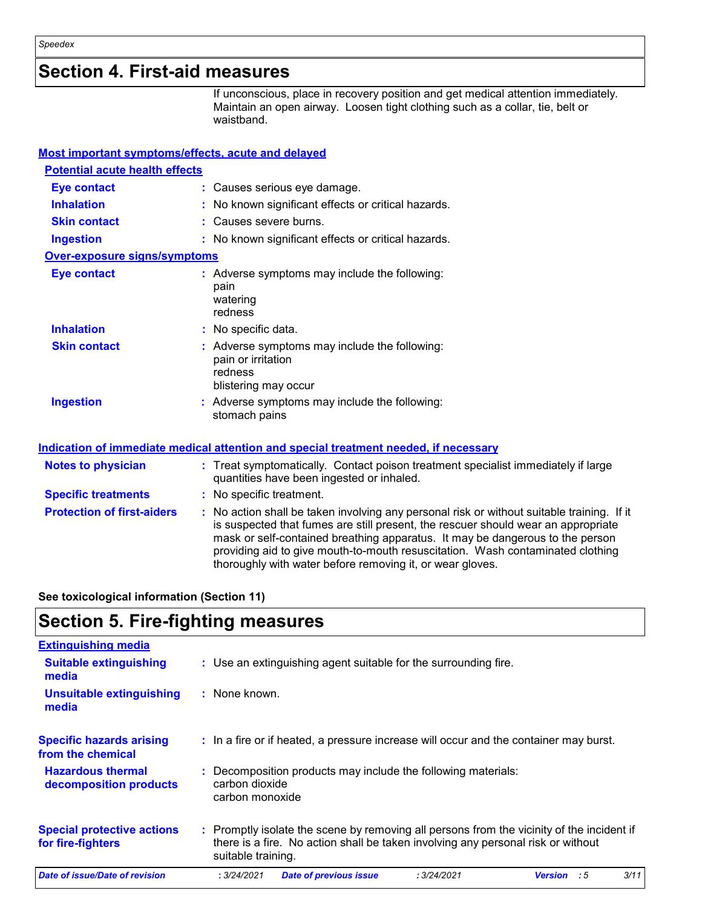## Section 4. First-aid measures

If unconscious, place in recovery position and get medical attention immediately. Maintain an open airway. Loosen tight clothing such as a collar, tie, belt or waistband.

### Most important symptoms/effects, acute and delayed

**Potential acute health effects**

| | |
|---|---|
| **Eye contact** | Causes serious eye damage. |
| **Inhalation** | No known significant effects or critical hazards. |
| **Skin contact** | Causes severe burns. |
| **Ingestion** | No known significant effects or critical hazards. |

**Over-exposure signs/symptoms**

| | |
|---|---|
| **Eye contact** | Adverse symptoms may include the following:<br>pain<br>watering<br>redness |
| **Inhalation** | No specific data. |
| **Skin contact** | Adverse symptoms may include the following:<br>pain or irritation<br>redness<br>blistering may occur |
| **Ingestion** | Adverse symptoms may include the following:<br>stomach pains |

### Indication of immediate medical attention and special treatment needed, if necessary

| | |
|---|---|
| **Notes to physician** | Treat symptomatically. Contact poison treatment specialist immediately if large quantities have been ingested or inhaled. |
| **Specific treatments** | No specific treatment. |
| **Protection of first-aiders** | No action shall be taken involving any personal risk or without suitable training. If it is suspected that fumes are still present, the rescuer should wear an appropriate mask or self-contained breathing apparatus. It may be dangerous to the person providing aid to give mouth-to-mouth resuscitation. Wash contaminated clothing thoroughly with water before removing it, or wear gloves. |

**See toxicological information (Section 11)**

## Section 5. Fire-fighting measures

### Extinguishing media

| | |
|---|---|
| **Suitable extinguishing media** | Use an extinguishing agent suitable for the surrounding fire. |
| **Unsuitable extinguishing media** | None known. |

| | |
|---|---|
| **Specific hazards arising from the chemical** | In a fire or if heated, a pressure increase will occur and the container may burst. |
| **Hazardous thermal decomposition products** | Decomposition products may include the following materials:<br>carbon dioxide<br>carbon monoxide |
| **Special protective actions for fire-fighters** | Promptly isolate the scene by removing all persons from the vicinity of the incident if there is a fire. No action shall be taken involving any personal risk or without suitable training. |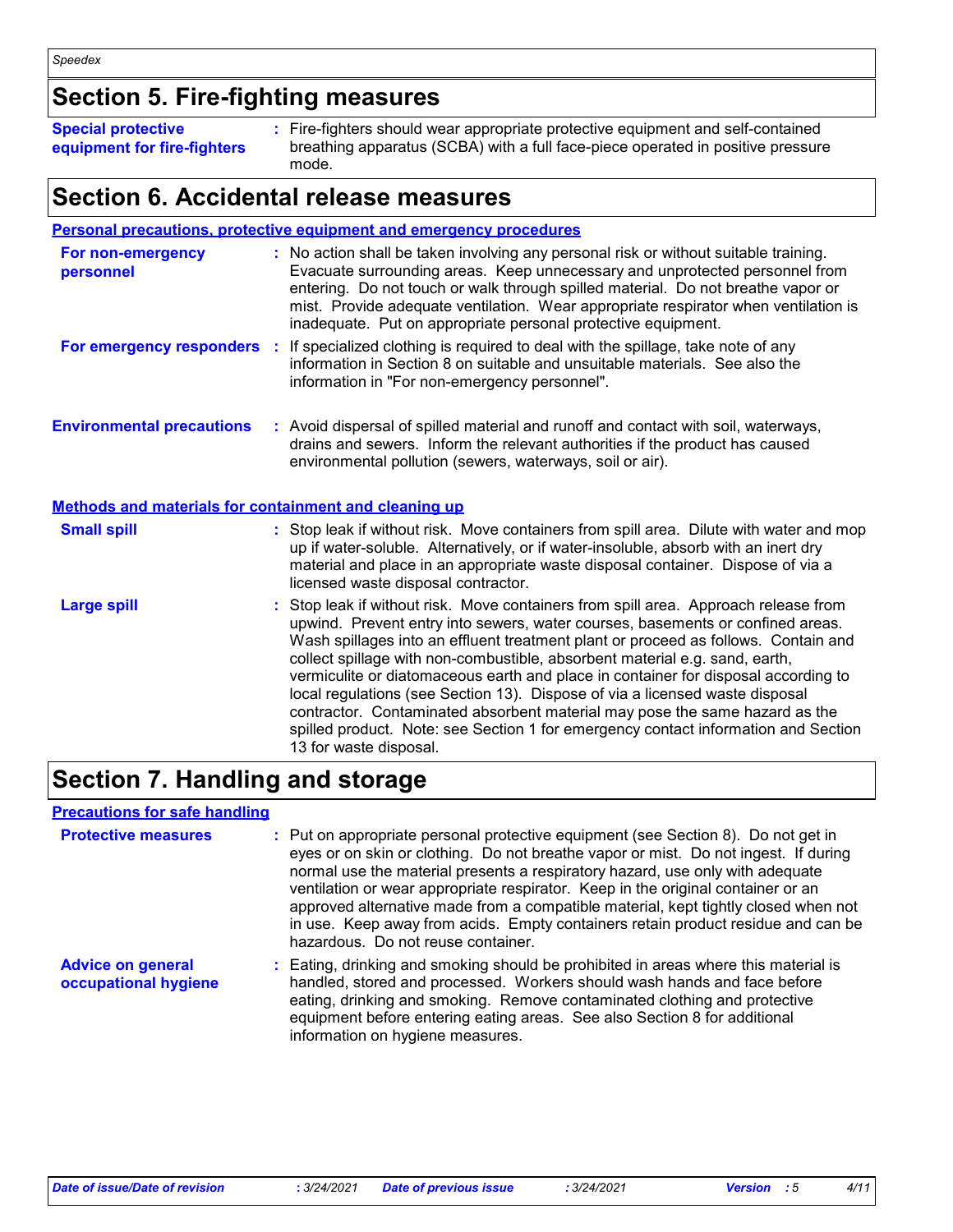## Section 5. Fire-fighting measures

**Special protective equipment for fire-fighters** : Fire-fighters should wear appropriate protective equipment and self-contained breathing apparatus (SCBA) with a full face-piece operated in positive pressure mode.

## Section 6. Accidental release measures

**Personal precautions, protective equipment and emergency procedures**

**For non-emergency personnel** : No action shall be taken involving any personal risk or without suitable training. Evacuate surrounding areas. Keep unnecessary and unprotected personnel from entering. Do not touch or walk through spilled material. Do not breathe vapor or mist. Provide adequate ventilation. Wear appropriate respirator when ventilation is inadequate. Put on appropriate personal protective equipment.

**For emergency responders** : If specialized clothing is required to deal with the spillage, take note of any information in Section 8 on suitable and unsuitable materials. See also the information in "For non-emergency personnel".

**Environmental precautions** : Avoid dispersal of spilled material and runoff and contact with soil, waterways, drains and sewers. Inform the relevant authorities if the product has caused environmental pollution (sewers, waterways, soil or air).

**Methods and materials for containment and cleaning up**

**Small spill** : Stop leak if without risk. Move containers from spill area. Dilute with water and mop up if water-soluble. Alternatively, or if water-insoluble, absorb with an inert dry material and place in an appropriate waste disposal container. Dispose of via a licensed waste disposal contractor.

**Large spill** : Stop leak if without risk. Move containers from spill area. Approach release from upwind. Prevent entry into sewers, water courses, basements or confined areas. Wash spillages into an effluent treatment plant or proceed as follows. Contain and collect spillage with non-combustible, absorbent material e.g. sand, earth, vermiculite or diatomaceous earth and place in container for disposal according to local regulations (see Section 13). Dispose of via a licensed waste disposal contractor. Contaminated absorbent material may pose the same hazard as the spilled product. Note: see Section 1 for emergency contact information and Section 13 for waste disposal.

## Section 7. Handling and storage

**Precautions for safe handling**

**Protective measures** : Put on appropriate personal protective equipment (see Section 8). Do not get in eyes or on skin or clothing. Do not breathe vapor or mist. Do not ingest. If during normal use the material presents a respiratory hazard, use only with adequate ventilation or wear appropriate respirator. Keep in the original container or an approved alternative made from a compatible material, kept tightly closed when not in use. Keep away from acids. Empty containers retain product residue and can be hazardous. Do not reuse container.

**Advice on general occupational hygiene** : Eating, drinking and smoking should be prohibited in areas where this material is handled, stored and processed. Workers should wash hands and face before eating, drinking and smoking. Remove contaminated clothing and protective equipment before entering eating areas. See also Section 8 for additional information on hygiene measures.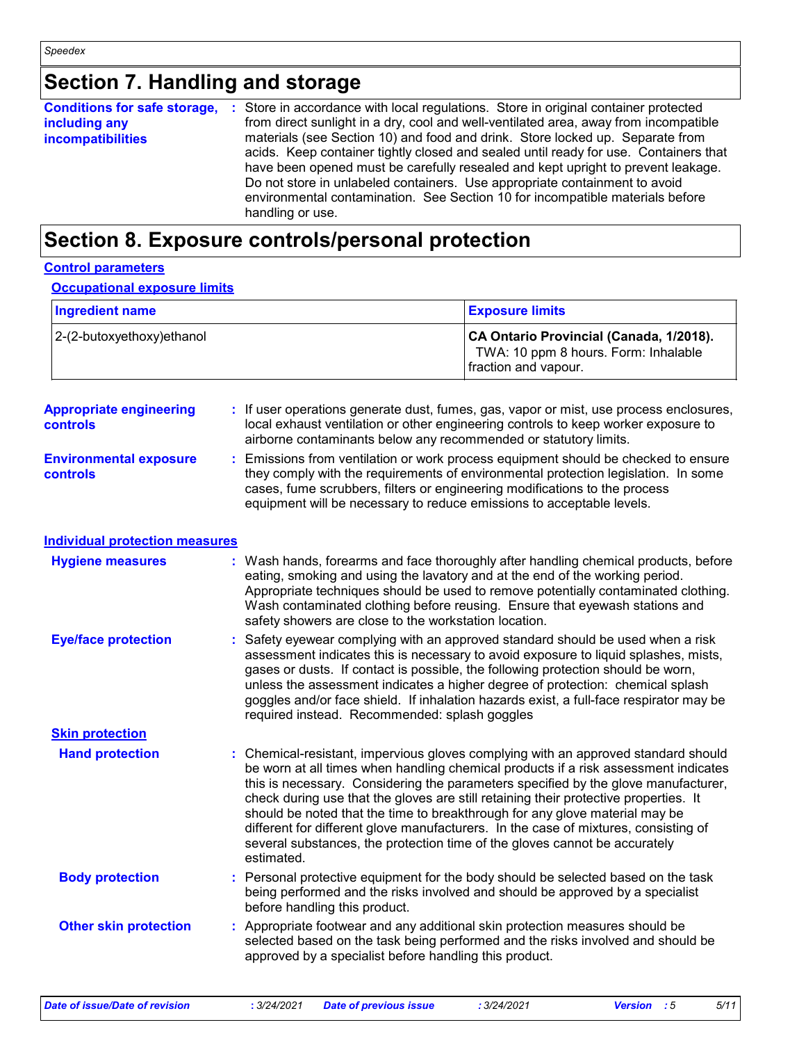# Section 7. Handling and storage

**Conditions for safe storage, including any incompatibilities** : Store in accordance with local regulations. Store in original container protected from direct sunlight in a dry, cool and well-ventilated area, away from incompatible materials (see Section 10) and food and drink. Store locked up. Separate from acids. Keep container tightly closed and sealed until ready for use. Containers that have been opened must be carefully resealed and kept upright to prevent leakage. Do not store in unlabeled containers. Use appropriate containment to avoid environmental contamination. See Section 10 for incompatible materials before handling or use.

# Section 8. Exposure controls/personal protection

## Control parameters

### Occupational exposure limits

| Ingredient name | Exposure limits |
| --- | --- |
| 2-(2-butoxyethoxy)ethanol | **CA Ontario Provincial (Canada, 1/2018).** TWA: 10 ppm 8 hours. Form: Inhalable fraction and vapour. |

**Appropriate engineering controls** : If user operations generate dust, fumes, gas, vapor or mist, use process enclosures, local exhaust ventilation or other engineering controls to keep worker exposure to airborne contaminants below any recommended or statutory limits.

**Environmental exposure controls** : Emissions from ventilation or work process equipment should be checked to ensure they comply with the requirements of environmental protection legislation. In some cases, fume scrubbers, filters or engineering modifications to the process equipment will be necessary to reduce emissions to acceptable levels.

## Individual protection measures

**Hygiene measures** : Wash hands, forearms and face thoroughly after handling chemical products, before eating, smoking and using the lavatory and at the end of the working period. Appropriate techniques should be used to remove potentially contaminated clothing. Wash contaminated clothing before reusing. Ensure that eyewash stations and safety showers are close to the workstation location.

**Eye/face protection** : Safety eyewear complying with an approved standard should be used when a risk assessment indicates this is necessary to avoid exposure to liquid splashes, mists, gases or dusts. If contact is possible, the following protection should be worn, unless the assessment indicates a higher degree of protection: chemical splash goggles and/or face shield. If inhalation hazards exist, a full-face respirator may be required instead. Recommended: splash goggles

### Skin protection

**Hand protection** : Chemical-resistant, impervious gloves complying with an approved standard should be worn at all times when handling chemical products if a risk assessment indicates this is necessary. Considering the parameters specified by the glove manufacturer, check during use that the gloves are still retaining their protective properties. It should be noted that the time to breakthrough for any glove material may be different for different glove manufacturers. In the case of mixtures, consisting of several substances, the protection time of the gloves cannot be accurately estimated.

**Body protection** : Personal protective equipment for the body should be selected based on the task being performed and the risks involved and should be approved by a specialist before handling this product.

**Other skin protection** : Appropriate footwear and any additional skin protection measures should be selected based on the task being performed and the risks involved and should be approved by a specialist before handling this product.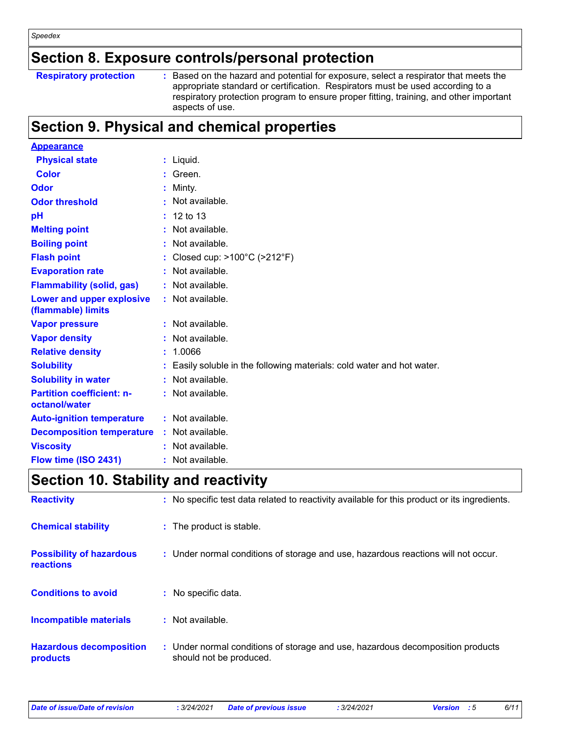## Section 8. Exposure controls/personal protection

| | |
|---|---|
| **Respiratory protection** | : Based on the hazard and potential for exposure, select a respirator that meets the appropriate standard or certification. Respirators must be used according to a respiratory protection program to ensure proper fitting, training, and other important aspects of use. |

## Section 9. Physical and chemical properties

| | |
|---|---|
| **Appearance** | |
| **Physical state** | : Liquid. |
| **Color** | : Green. |
| **Odor** | : Minty. |
| **Odor threshold** | : Not available. |
| **pH** | : 12 to 13 |
| **Melting point** | : Not available. |
| **Boiling point** | : Not available. |
| **Flash point** | : Closed cup: >100°C (>212°F) |
| **Evaporation rate** | : Not available. |
| **Flammability (solid, gas)** | : Not available. |
| **Lower and upper explosive (flammable) limits** | : Not available. |
| **Vapor pressure** | : Not available. |
| **Vapor density** | : Not available. |
| **Relative density** | : 1.0066 |
| **Solubility** | : Easily soluble in the following materials: cold water and hot water. |
| **Solubility in water** | : Not available. |
| **Partition coefficient: n-octanol/water** | : Not available. |
| **Auto-ignition temperature** | : Not available. |
| **Decomposition temperature** | : Not available. |
| **Viscosity** | : Not available. |
| **Flow time (ISO 2431)** | : Not available. |

## Section 10. Stability and reactivity

| | |
|---|---|
| **Reactivity** | : No specific test data related to reactivity available for this product or its ingredients. |
| **Chemical stability** | : The product is stable. |
| **Possibility of hazardous reactions** | : Under normal conditions of storage and use, hazardous reactions will not occur. |
| **Conditions to avoid** | : No specific data. |
| **Incompatible materials** | : Not available. |
| **Hazardous decomposition products** | : Under normal conditions of storage and use, hazardous decomposition products should not be produced. |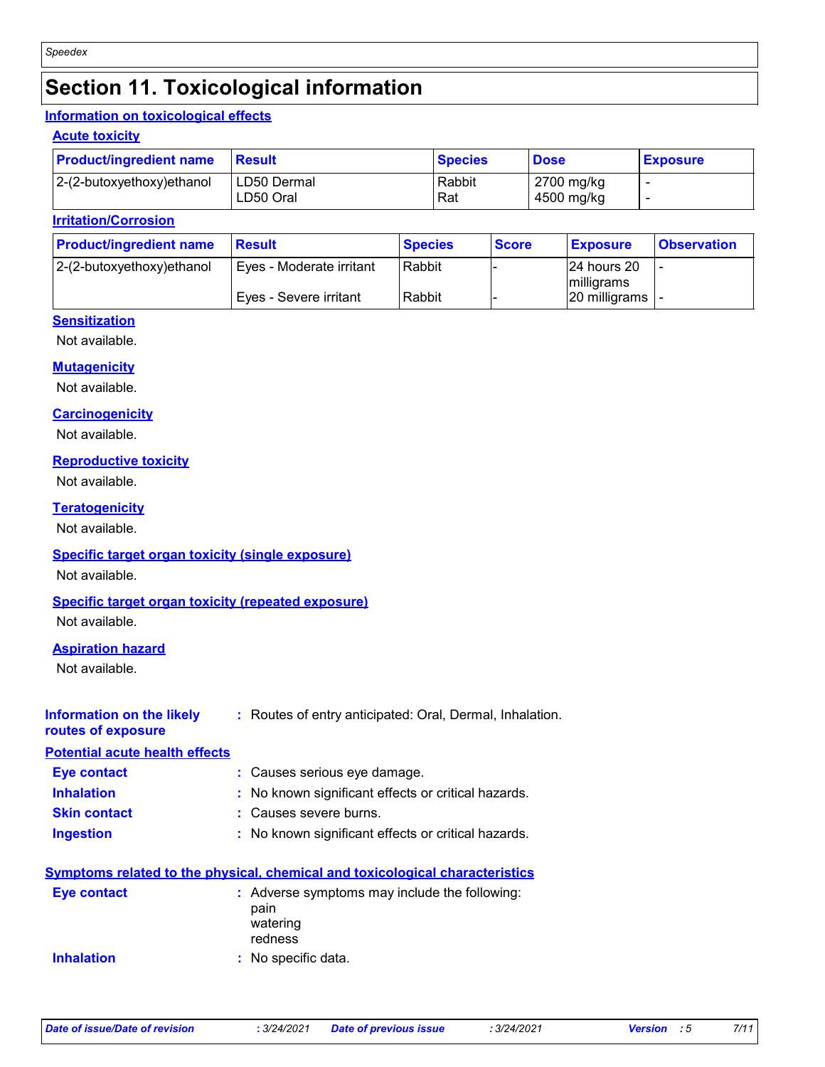# Section 11. Toxicological information

## Information on toxicological effects

### Acute toxicity

| Product/ingredient name | Result | Species | Dose | Exposure |
|---|---|---|---|---|
| 2-(2-butoxyethoxy)ethanol | LD50 Dermal<br>LD50 Oral | Rabbit<br>Rat | 2700 mg/kg<br>4500 mg/kg | -<br>- |

### Irritation/Corrosion

| Product/ingredient name | Result | Species | Score | Exposure | Observation |
|---|---|---|---|---|---|
| 2-(2-butoxyethoxy)ethanol | Eyes - Moderate irritant | Rabbit | - | 24 hours 20 milligrams | - |
| | Eyes - Severe irritant | Rabbit | - | 20 milligrams | - |

### Sensitization

Not available.

### Mutagenicity

Not available.

### Carcinogenicity

Not available.

### Reproductive toxicity

Not available.

### Teratogenicity

Not available.

### Specific target organ toxicity (single exposure)

Not available.

### Specific target organ toxicity (repeated exposure)

Not available.

### Aspiration hazard

Not available.

**Information on the likely routes of exposure** : Routes of entry anticipated: Oral, Dermal, Inhalation.

## Potential acute health effects

**Eye contact** : Causes serious eye damage.

**Inhalation** : No known significant effects or critical hazards.

**Skin contact** : Causes severe burns.

**Ingestion** : No known significant effects or critical hazards.

## Symptoms related to the physical, chemical and toxicological characteristics

**Eye contact** : Adverse symptoms may include the following:
pain
watering
redness

**Inhalation** : No specific data.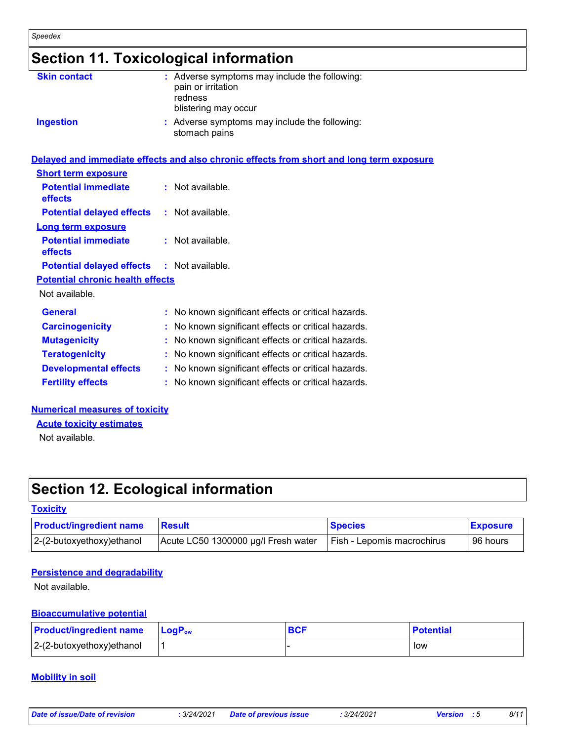# Section 11. Toxicological information

**Skin contact** : Adverse symptoms may include the following:
pain or irritation
redness
blistering may occur

**Ingestion** : Adverse symptoms may include the following:
stomach pains

**Delayed and immediate effects and also chronic effects from short and long term exposure**

**Short term exposure**

**Potential immediate effects** : Not available.

**Potential delayed effects** : Not available.

**Long term exposure**

**Potential immediate effects** : Not available.

**Potential delayed effects** : Not available.

**Potential chronic health effects**

Not available.

**General** : No known significant effects or critical hazards.

**Carcinogenicity** : No known significant effects or critical hazards.

**Mutagenicity** : No known significant effects or critical hazards.

**Teratogenicity** : No known significant effects or critical hazards.

**Developmental effects** : No known significant effects or critical hazards.

**Fertility effects** : No known significant effects or critical hazards.

**Numerical measures of toxicity**

**Acute toxicity estimates**

Not available.

# Section 12. Ecological information

**Toxicity**

| Product/ingredient name | Result | Species | Exposure |
|---|---|---|---|
| 2-(2-butoxyethoxy)ethanol | Acute LC50 1300000 µg/l Fresh water | Fish - Lepomis macrochirus | 96 hours |

**Persistence and degradability**

Not available.

**Bioaccumulative potential**

| Product/ingredient name | $LogP_{ow}$ | BCF | Potential |
|---|---|---|---|
| 2-(2-butoxyethoxy)ethanol | 1 | - | low |

**Mobility in soil**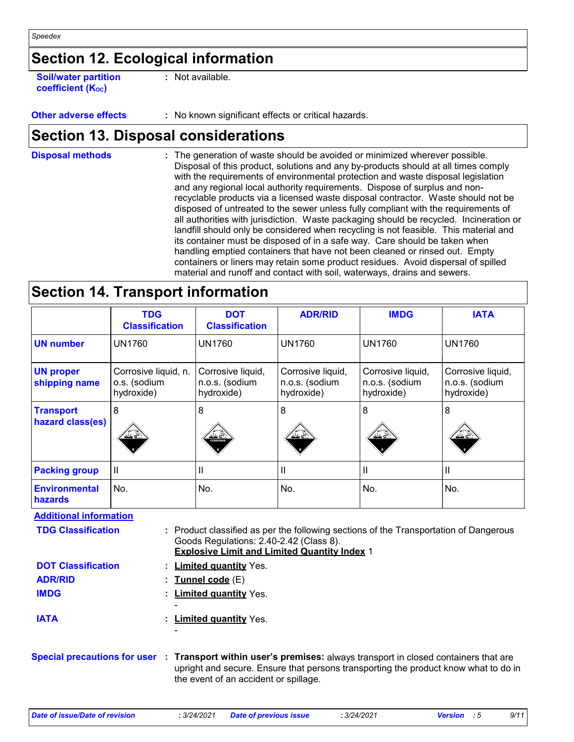## Section 12. Ecological information

**Soil/water partition coefficient ($K_{OC}$)** : Not available.

**Other adverse effects** : No known significant effects or critical hazards.

## Section 13. Disposal considerations

**Disposal methods** : The generation of waste should be avoided or minimized wherever possible. Disposal of this product, solutions and any by-products should at all times comply with the requirements of environmental protection and waste disposal legislation and any regional local authority requirements. Dispose of surplus and non-recyclable products via a licensed waste disposal contractor. Waste should not be disposed of untreated to the sewer unless fully compliant with the requirements of all authorities with jurisdiction. Waste packaging should be recycled. Incineration or landfill should only be considered when recycling is not feasible. This material and its container must be disposed of in a safe way. Care should be taken when handling emptied containers that have not been cleaned or rinsed out. Empty containers or liners may retain some product residues. Avoid dispersal of spilled material and runoff and contact with soil, waterways, drains and sewers.

## Section 14. Transport information

| | TDG Classification | DOT Classification | ADR/RID | IMDG | IATA |
|---|---|---|---|---|---|
| **UN number** | UN1760 | UN1760 | UN1760 | UN1760 | UN1760 |
| **UN proper shipping name** | Corrosive liquid, n.o.s. (sodium hydroxide) | Corrosive liquid, n.o.s. (sodium hydroxide) | Corrosive liquid, n.o.s. (sodium hydroxide) | Corrosive liquid, n.o.s. (sodium hydroxide) | Corrosive liquid, n.o.s. (sodium hydroxide) |
| **Transport hazard class(es)** | 8 | 8 | 8 | 8 | 8 |
| **Packing group** | II | II | II | II | II |
| **Environmental hazards** | No. | No. | No. | No. | No. |

**Additional information**

**TDG Classification** : Product classified as per the following sections of the Transportation of Dangerous Goods Regulations: 2.40-2.42 (Class 8).
**Explosive Limit and Limited Quantity Index** 1

**DOT Classification** : **Limited quantity** Yes.

**ADR/RID** : **Tunnel code** (E)

**IMDG** : **Limited quantity** Yes.
-

**IATA** : **Limited quantity** Yes.
-

**Special precautions for user** : **Transport within user's premises:** always transport in closed containers that are upright and secure. Ensure that persons transporting the product know what to do in the event of an accident or spillage.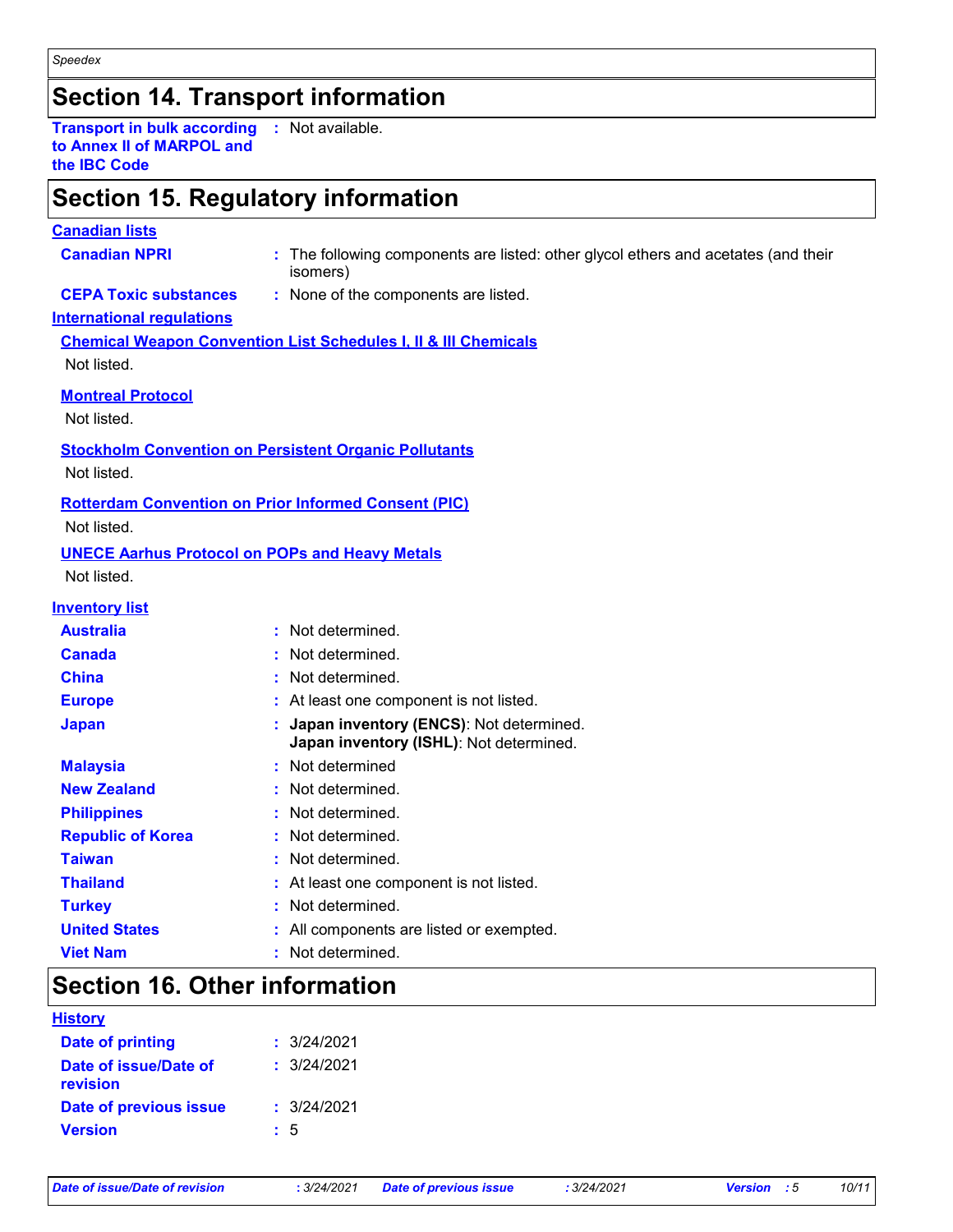## Section 14. Transport information

**Transport in bulk according to Annex II of MARPOL and the IBC Code** : Not available.

## Section 15. Regulatory information

**Canadian lists**

**Canadian NPRI** : The following components are listed: other glycol ethers and acetates (and their isomers)

**CEPA Toxic substances** : None of the components are listed.

**International regulations**

**Chemical Weapon Convention List Schedules I, II & III Chemicals**

Not listed.

**Montreal Protocol**

Not listed.

**Stockholm Convention on Persistent Organic Pollutants**

Not listed.

**Rotterdam Convention on Prior Informed Consent (PIC)**

Not listed.

**UNECE Aarhus Protocol on POPs and Heavy Metals**

Not listed.

**Inventory list**

| | |
|---|---|
| **Australia** | : Not determined. |
| **Canada** | : Not determined. |
| **China** | : Not determined. |
| **Europe** | : At least one component is not listed. |
| **Japan** | : **Japan inventory (ENCS)**: Not determined.<br>**Japan inventory (ISHL)**: Not determined. |
| **Malaysia** | : Not determined |
| **New Zealand** | : Not determined. |
| **Philippines** | : Not determined. |
| **Republic of Korea** | : Not determined. |
| **Taiwan** | : Not determined. |
| **Thailand** | : At least one component is not listed. |
| **Turkey** | : Not determined. |
| **United States** | : All components are listed or exempted. |
| **Viet Nam** | : Not determined. |

## Section 16. Other information

**History**

| | |
|---|---|
| **Date of printing** | : 3/24/2021 |
| **Date of issue/Date of revision** | : 3/24/2021 |
| **Date of previous issue** | : 3/24/2021 |
| **Version** | : 5 |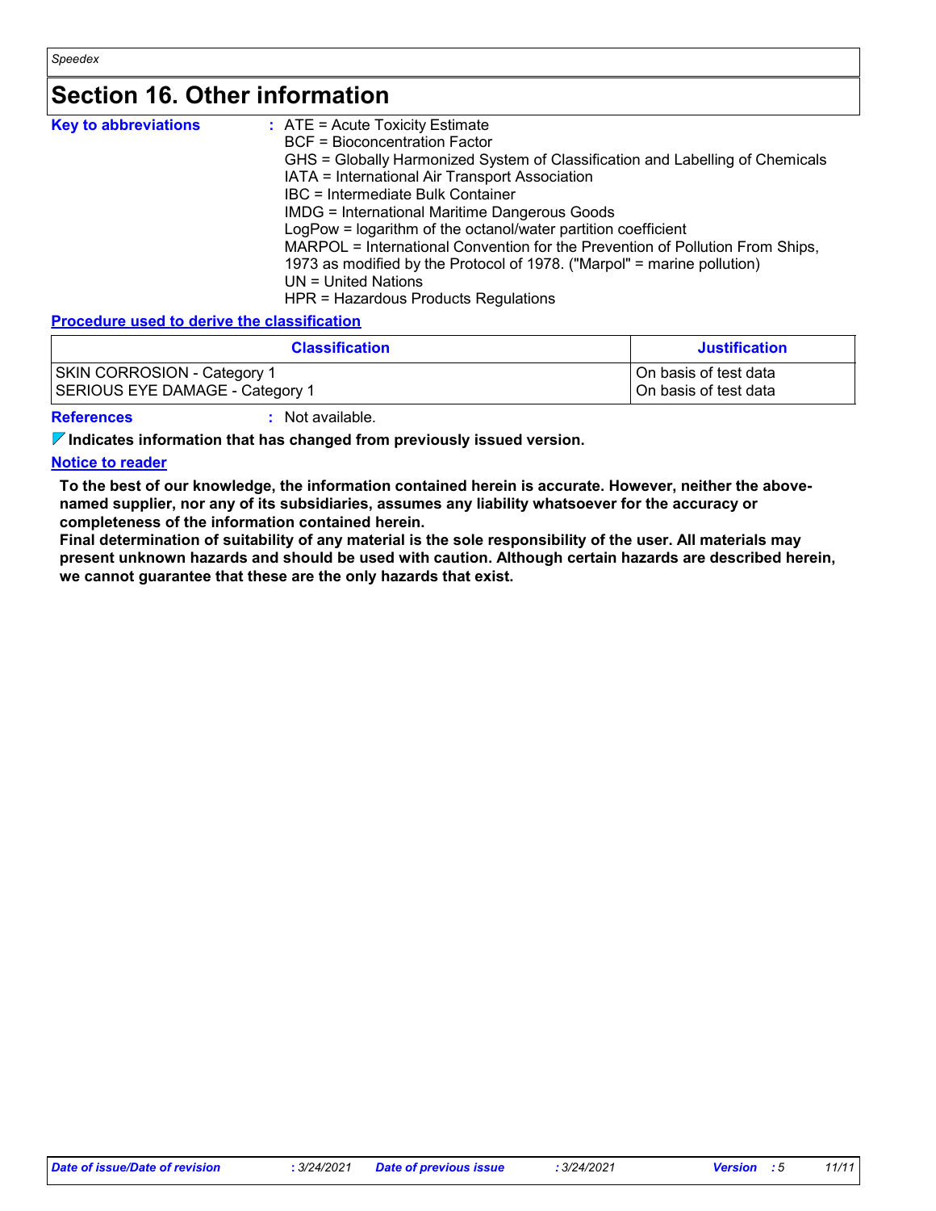# Section 16. Other information

**Key to abbreviations** : ATE = Acute Toxicity Estimate
BCF = Bioconcentration Factor
GHS = Globally Harmonized System of Classification and Labelling of Chemicals
IATA = International Air Transport Association
IBC = Intermediate Bulk Container
IMDG = International Maritime Dangerous Goods
LogPow = logarithm of the octanol/water partition coefficient
MARPOL = International Convention for the Prevention of Pollution From Ships, 1973 as modified by the Protocol of 1978. ("Marpol" = marine pollution)
UN = United Nations
HPR = Hazardous Products Regulations

**Procedure used to derive the classification**

| Classification | Justification |
|---|---|
| SKIN CORROSION - Category 1 | On basis of test data |
| SERIOUS EYE DAMAGE - Category 1 | On basis of test data |

**References** : Not available.

**Indicates information that has changed from previously issued version.**

**Notice to reader**

**To the best of our knowledge, the information contained herein is accurate. However, neither the above-named supplier, nor any of its subsidiaries, assumes any liability whatsoever for the accuracy or completeness of the information contained herein.**
**Final determination of suitability of any material is the sole responsibility of the user. All materials may present unknown hazards and should be used with caution. Although certain hazards are described herein, we cannot guarantee that these are the only hazards that exist.**